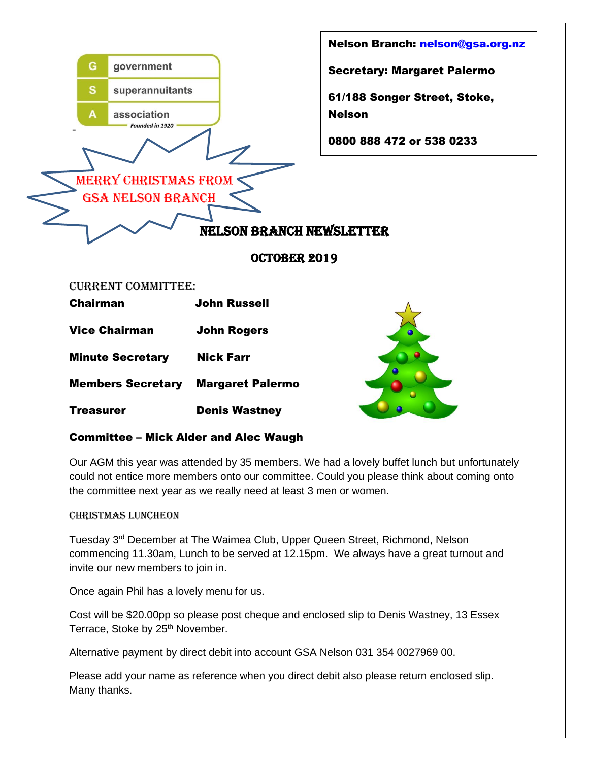government
superannuitants
association
*Founded in 1920*

**Nelson Branch: nelson@gsa.org.nz**

**Secretary: Margaret Palermo**

**61/188 Songer Street, Stoke, Nelson**

**0800 888 472 or 538 0233**

MERRY CHRISTMAS FROM GSA NELSON BRANCH

# NELSON BRANCH NEWSLETTER

## OCTOBER 2019

### CURRENT COMMITTEE:

| | |
|---|---|
| **Chairman** | **John Russell** |
| **Vice Chairman** | **John Rogers** |
| **Minute Secretary** | **Nick Farr** |
| **Members Secretary** | **Margaret Palermo** |
| **Treasurer** | **Denis Wastney** |

**Committee – Mick Alder and Alec Waugh**

Our AGM this year was attended by 35 members. We had a lovely buffet lunch but unfortunately could not entice more members onto our committee. Could you please think about coming onto the committee next year as we really need at least 3 men or women.

### CHRISTMAS LUNCHEON

Tuesday 3rd December at The Waimea Club, Upper Queen Street, Richmond, Nelson commencing 11.30am, Lunch to be served at 12.15pm. We always have a great turnout and invite our new members to join in.

Once again Phil has a lovely menu for us.

Cost will be $20.00pp so please post cheque and enclosed slip to Denis Wastney, 13 Essex Terrace, Stoke by 25th November.

Alternative payment by direct debit into account GSA Nelson 031 354 0027969 00.

Please add your name as reference when you direct debit also please return enclosed slip. Many thanks.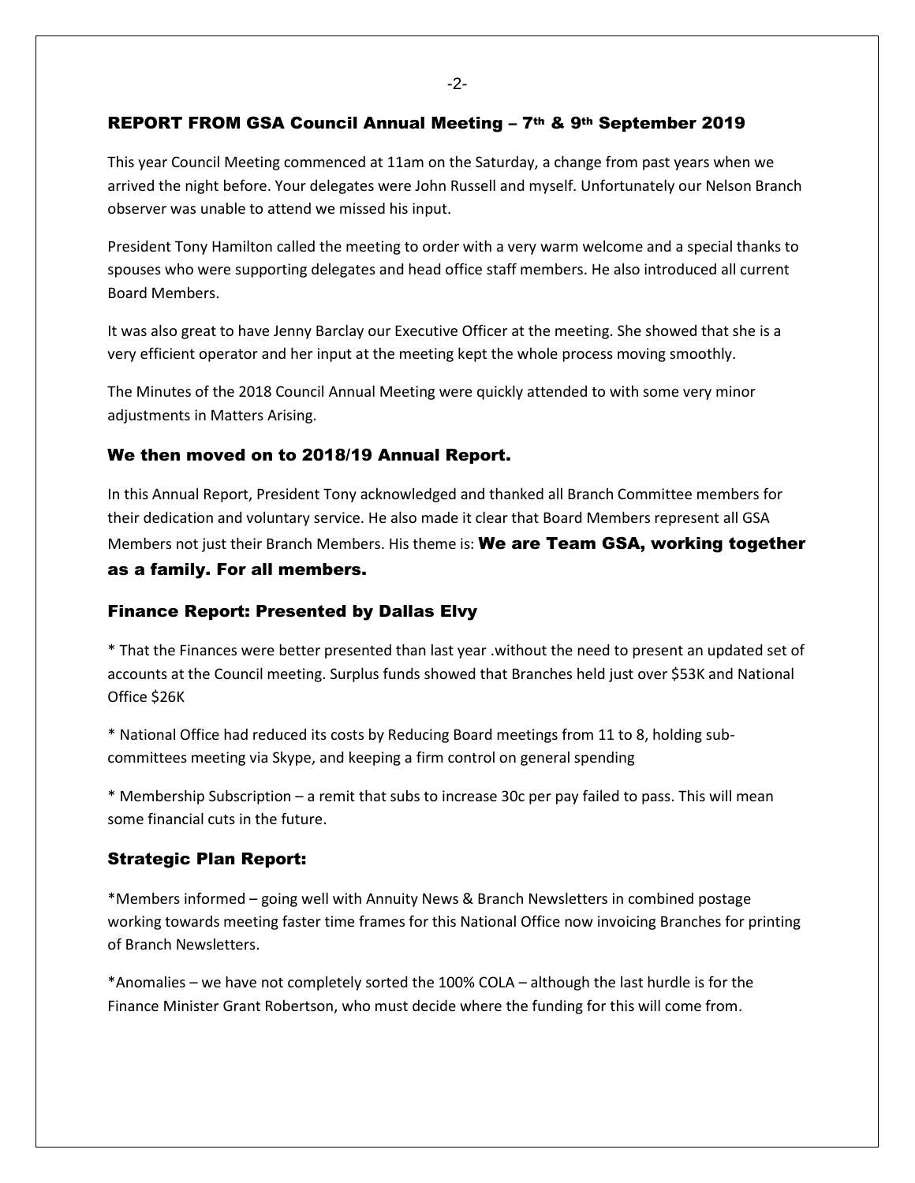## REPORT FROM GSA Council Annual Meeting – 7th & 9th September 2019

This year Council Meeting commenced at 11am on the Saturday, a change from past years when we arrived the night before. Your delegates were John Russell and myself. Unfortunately our Nelson Branch observer was unable to attend we missed his input.

President Tony Hamilton called the meeting to order with a very warm welcome and a special thanks to spouses who were supporting delegates and head office staff members. He also introduced all current Board Members.

It was also great to have Jenny Barclay our Executive Officer at the meeting. She showed that she is a very efficient operator and her input at the meeting kept the whole process moving smoothly.

The Minutes of the 2018 Council Annual Meeting were quickly attended to with some very minor adjustments in Matters Arising.

## We then moved on to 2018/19 Annual Report.

In this Annual Report, President Tony acknowledged and thanked all Branch Committee members for their dedication and voluntary service. He also made it clear that Board Members represent all GSA Members not just their Branch Members. His theme is: **We are Team GSA, working together as a family. For all members.**

## Finance Report: Presented by Dallas Elvy

* That the Finances were better presented than last year .without the need to present an updated set of accounts at the Council meeting. Surplus funds showed that Branches held just over $53K and National Office $26K

* National Office had reduced its costs by Reducing Board meetings from 11 to 8, holding sub-committees meeting via Skype, and keeping a firm control on general spending

* Membership Subscription – a remit that subs to increase 30c per pay failed to pass. This will mean some financial cuts in the future.

## Strategic Plan Report:

*Members informed – going well with Annuity News & Branch Newsletters in combined postage working towards meeting faster time frames for this National Office now invoicing Branches for printing of Branch Newsletters.

*Anomalies – we have not completely sorted the 100% COLA – although the last hurdle is for the Finance Minister Grant Robertson, who must decide where the funding for this will come from.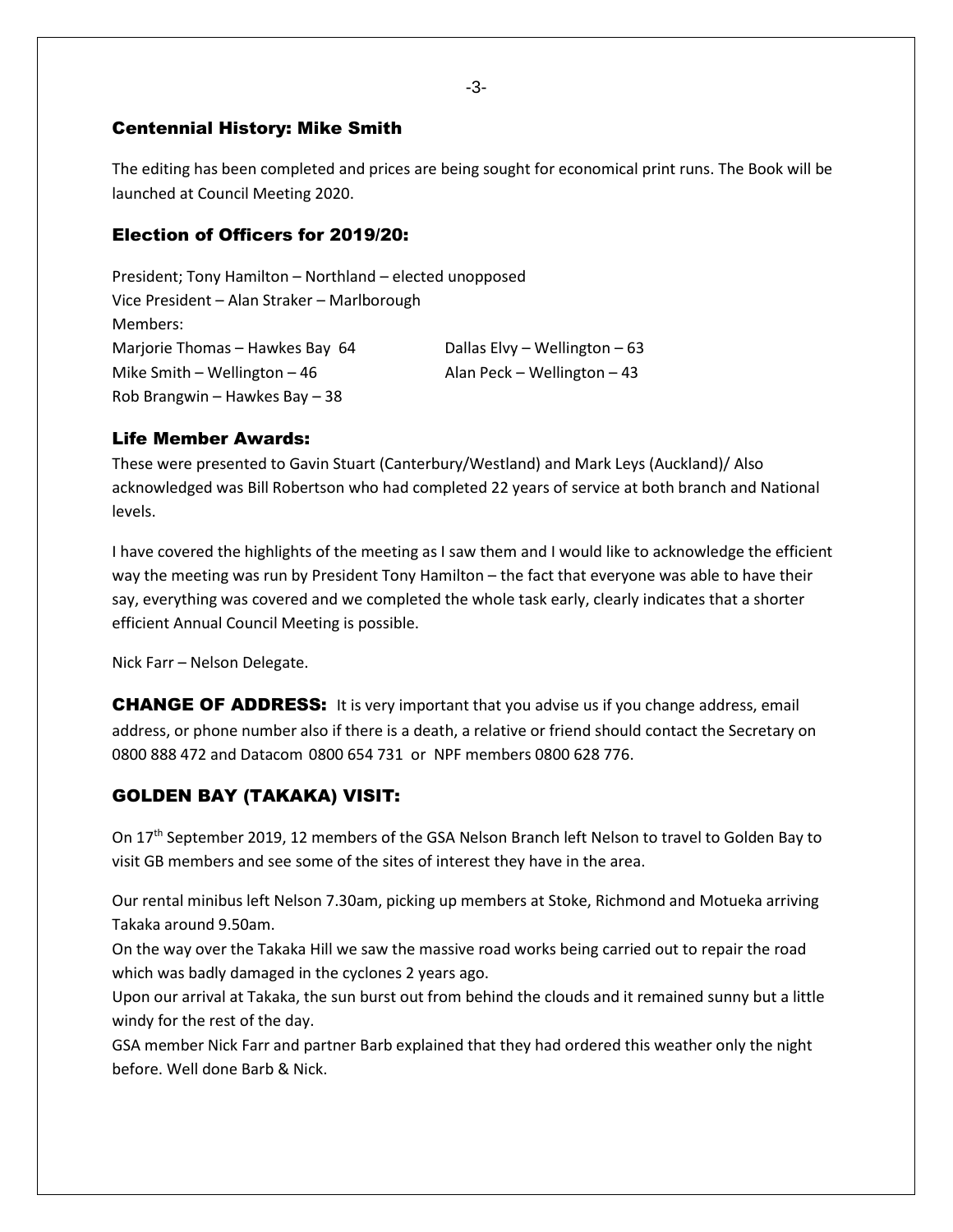## Centennial History: Mike Smith

The editing has been completed and prices are being sought for economical print runs. The Book will be launched at Council Meeting 2020.

## Election of Officers for 2019/20:

President; Tony Hamilton – Northland – elected unopposed
Vice President – Alan Straker – Marlborough
Members:
Marjorie Thomas – Hawkes Bay 64
Dallas Elvy – Wellington – 63
Mike Smith – Wellington – 46
Alan Peck – Wellington – 43
Rob Brangwin – Hawkes Bay – 38

## Life Member Awards:

These were presented to Gavin Stuart (Canterbury/Westland) and Mark Leys (Auckland)/ Also acknowledged was Bill Robertson who had completed 22 years of service at both branch and National levels.

I have covered the highlights of the meeting as I saw them and I would like to acknowledge the efficient way the meeting was run by President Tony Hamilton – the fact that everyone was able to have their say, everything was covered and we completed the whole task early, clearly indicates that a shorter efficient Annual Council Meeting is possible.

Nick Farr – Nelson Delegate.

**CHANGE OF ADDRESS:** It is very important that you advise us if you change address, email address, or phone number also if there is a death, a relative or friend should contact the Secretary on 0800 888 472 and Datacom 0800 654 731 or NPF members 0800 628 776.

## GOLDEN BAY (TAKAKA) VISIT:

On 17th September 2019, 12 members of the GSA Nelson Branch left Nelson to travel to Golden Bay to visit GB members and see some of the sites of interest they have in the area.

Our rental minibus left Nelson 7.30am, picking up members at Stoke, Richmond and Motueka arriving Takaka around 9.50am.
On the way over the Takaka Hill we saw the massive road works being carried out to repair the road which was badly damaged in the cyclones 2 years ago.
Upon our arrival at Takaka, the sun burst out from behind the clouds and it remained sunny but a little windy for the rest of the day.
GSA member Nick Farr and partner Barb explained that they had ordered this weather only the night before. Well done Barb & Nick.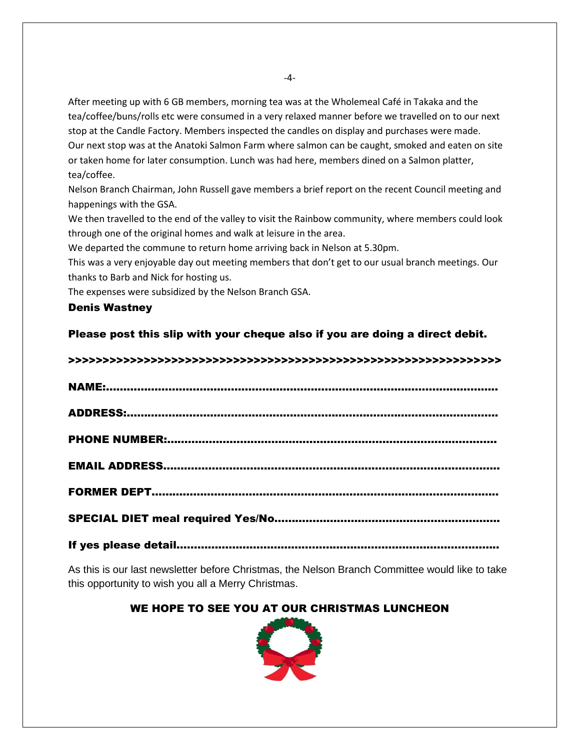After meeting up with 6 GB members, morning tea was at the Wholemeal Café in Takaka and the tea/coffee/buns/rolls etc were consumed in a very relaxed manner before we travelled on to our next stop at the Candle Factory. Members inspected the candles on display and purchases were made.
Our next stop was at the Anatoki Salmon Farm where salmon can be caught, smoked and eaten on site or taken home for later consumption. Lunch was had here, members dined on a Salmon platter, tea/coffee.
Nelson Branch Chairman, John Russell gave members a brief report on the recent Council meeting and happenings with the GSA.
We then travelled to the end of the valley to visit the Rainbow community, where members could look through one of the original homes and walk at leisure in the area.
We departed the commune to return home arriving back in Nelson at 5.30pm.
This was a very enjoyable day out meeting members that don't get to our usual branch meetings. Our thanks to Barb and Nick for hosting us.
The expenses were subsidized by the Nelson Branch GSA.

**Denis Wastney**

**Please post this slip with your cheque also if you are doing a direct debit.**

**>>>>>>>>>>>>>>>>>>>>>>>>>>>>>>>>>>>>>>>>>>>>>>>>>>>>>>>>>>>>**

**NAME:.................................................................................................**

**ADDRESS:...........................................................................................**

**PHONE NUMBER:...............................................................................**

**EMAIL ADDRESS.................................................................................**

**FORMER DEPT....................................................................................**

**SPECIAL DIET meal required Yes/No...............................................................**

**If yes please detail..........................................................................................**

As this is our last newsletter before Christmas, the Nelson Branch Committee would like to take this opportunity to wish you all a Merry Christmas.

**WE HOPE TO SEE YOU AT OUR CHRISTMAS LUNCHEON**